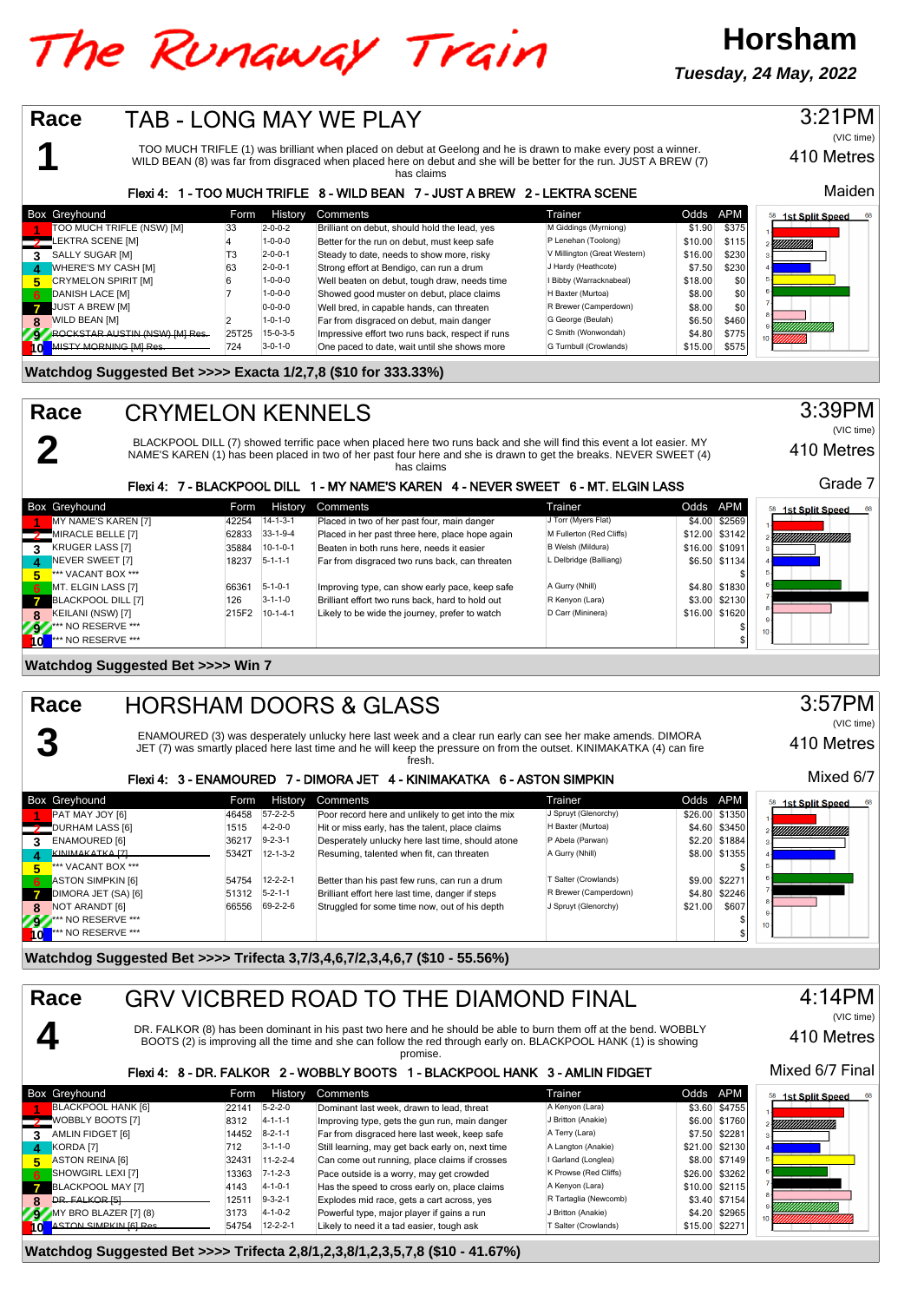# The Runaway Train

## Horsham

*Tuesday, 24 May, 2022*

## Race 1 — TAB - LONG MAY WE PLAY

3:21PM (VIC time) — 410 Metres — Maiden

TOO MUCH TRIFLE (1) was brilliant when placed on debut at Geelong and he is drawn to make every post a winner. WILD BEAN (8) was far from disgraced when placed here on debut and she will be better for the run. JUST A BREW (7) has claims

**Flexi 4: 1 - TOO MUCH TRIFLE 8 - WILD BEAN 7 - JUST A BREW 2 - LEKTRA SCENE**

| Box | Greyhound | Form | History | Comments | Trainer | Odds | APM |
|---|---|---|---|---|---|---|---|
| 1 | TOO MUCH TRIFLE (NSW) [M] | 33 | 2-0-0-2 | Brilliant on debut, should hold the lead, yes | M Giddings (Myrniong) | $1.90 | $375 |
| 2 | LEKTRA SCENE [M] | 4 | 1-0-0-0 | Better for the run on debut, must keep safe | P Lenehan (Toolong) | $10.00 | $115 |
| 3 | SALLY SUGAR [M] | T3 | 2-0-0-1 | Steady to date, needs to show more, risky | V Millington (Great Western) | $16.00 | $230 |
| 4 | WHERE'S MY CASH [M] | 63 | 2-0-0-1 | Strong effort at Bendigo, can run a drum | J Hardy (Heathcote) | $7.50 | $230 |
| 5 | CRYMELON SPIRIT [M] | 6 | 1-0-0-0 | Well beaten on debut, tough draw, needs time | I Bibby (Warracknabeal) | $18.00 | $0 |
| 6 | DANISH LACE [M] | 7 | 1-0-0-0 | Showed good muster on debut, place claims | H Baxter (Murtoa) | $8.00 | $0 |
| 7 | JUST A BREW [M] | | 0-0-0-0 | Well bred, in capable hands, can threaten | R Brewer (Camperdown) | $8.00 | $0 |
| 8 | WILD BEAN [M] | 2 | 1-0-1-0 | Far from disgraced on debut, main danger | G George (Beulah) | $6.50 | $460 |
| 9 | ~~ROCKSTAR AUSTIN (NSW) [M] Res.~~ | 25T25 | 15-0-3-5 | Impressive effort two runs back, respect if runs | C Smith (Wonwondah) | $4.80 | $775 |
| 10 | ~~MISTY MORNING [M] Res.~~ | 724 | 3-0-1-0 | One paced to date, wait until she shows more | G Turnbull (Crowlands) | $15.00 | $575 |

**Watchdog Suggested Bet >>>> Exacta 1/2,7,8 ($10 for 333.33%)**

## Race 2 — CRYMELON KENNELS

3:39PM (VIC time) — 410 Metres — Grade 7

BLACKPOOL DILL (7) showed terrific pace when placed here two runs back and she will find this event a lot easier. MY NAME'S KAREN (1) has been placed in two of her past four here and she is drawn to get the breaks. NEVER SWEET (4) has claims

**Flexi 4: 7 - BLACKPOOL DILL 1 - MY NAME'S KAREN 4 - NEVER SWEET 6 - MT. ELGIN LASS**

| Box | Greyhound | Form | History | Comments | Trainer | Odds | APM |
|---|---|---|---|---|---|---|---|
| 1 | MY NAME'S KAREN [7] | 42254 | 14-1-3-1 | Placed in two of her past four, main danger | J Torr (Myers Flat) | $4.00 | $2569 |
| 2 | MIRACLE BELLE [7] | 62833 | 33-1-9-4 | Placed in her past three here, place hope again | M Fullerton (Red Cliffs) | $12.00 | $3142 |
| 3 | KRUGER LASS [7] | 35884 | 10-1-0-1 | Beaten in both runs here, needs it easier | B Welsh (Mildura) | $16.00 | $1091 |
| 4 | NEVER SWEET [7] | 18237 | 5-1-1-1 | Far from disgraced two runs back, can threaten | L Delbridge (Balliang) | $6.50 | $1134 |
| 5 | *** VACANT BOX *** | | | | | | $ |
| 6 | MT. ELGIN LASS [7] | 66361 | 5-1-0-1 | Improving type, can show early pace, keep safe | A Gurry (Nhill) | $4.80 | $1830 |
| 7 | BLACKPOOL DILL [7] | 126 | 3-1-1-0 | Brilliant effort two runs back, hard to hold out | R Kenyon (Lara) | $3.00 | $2130 |
| 8 | KEILANI (NSW) [7] | 215F2 | 10-1-4-1 | Likely to be wide the journey, prefer to watch | D Carr (Minirera) | $16.00 | $1620 |
| 9 | *** NO RESERVE *** | | | | | | $ |
| 10 | *** NO RESERVE *** | | | | | | $ |

**Watchdog Suggested Bet >>>> Win 7**

## Race 3 — HORSHAM DOORS & GLASS

3:57PM (VIC time) — 410 Metres — Mixed 6/7

ENAMOURED (3) was desperately unlucky here last week and a clear run early can see her make amends. DIMORA JET (7) was smartly placed here last time and he will keep the pressure on from the outset. KINIMAKATKA (4) can fire fresh.

**Flexi 4: 3 - ENAMOURED 7 - DIMORA JET 4 - KINIMAKATKA 6 - ASTON SIMPKIN**

| Box | Greyhound | Form | History | Comments | Trainer | Odds | APM |
|---|---|---|---|---|---|---|---|
| 1 | PAT MAY JOY [6] | 46458 | 57-2-2-5 | Poor record here and unlikely to get into the mix | J Spruyt (Glenorchy) | $26.00 | $1350 |
| 2 | DURHAM LASS [6] | 1515 | 4-2-0-0 | Hit or miss early, has the talent, place claims | H Baxter (Murtoa) | $4.60 | $3450 |
| 3 | ENAMOURED [6] | 36217 | 9-2-3-1 | Desperately unlucky here last time, should atone | P Abela (Parwan) | $2.20 | $1884 |
| 4 | KINIMAKATKA [7] | 5342T | 12-1-3-2 | Resuming, talented when fit, can threaten | A Gurry (Nhill) | $8.00 | $1355 |
| 5 | *** VACANT BOX *** | | | | | | $ |
| 6 | ASTON SIMPKIN [6] | 54754 | 12-2-2-1 | Better than his past few runs, can run a drum | T Salter (Crowlands) | $9.00 | $2271 |
| 7 | DIMORA JET (SA) [6] | 51312 | 5-2-1-1 | Brilliant effort here last time, danger if steps | R Brewer (Camperdown) | $4.80 | $2246 |
| 8 | NOT ARANDT [6] | 66556 | 69-2-2-6 | Struggled for some time now, out of his depth | J Spruyt (Glenorchy) | $21.00 | $607 |
| 9 | *** NO RESERVE *** | | | | | | $ |
| 10 | *** NO RESERVE *** | | | | | | $ |

**Watchdog Suggested Bet >>>> Trifecta 3,7/3,4,6,7/2,3,4,6,7 ($10 - 55.56%)**

## Race 4 — GRV VICBRED ROAD TO THE DIAMOND FINAL

4:14PM (VIC time) — 410 Metres — Mixed 6/7 Final

DR. FALKOR (8) has been dominant in his past two here and he should be able to burn them off at the bend. WOBBLY BOOTS (2) is improving all the time and she can follow the red through early on. BLACKPOOL HANK (1) is showing promise.

**Flexi 4: 8 - DR. FALKOR 2 - WOBBLY BOOTS 1 - BLACKPOOL HANK 3 - AMLIN FIDGET**

| Box | Greyhound | Form | History | Comments | Trainer | Odds | APM |
|---|---|---|---|---|---|---|---|
| 1 | BLACKPOOL HANK [6] | 22141 | 5-2-2-0 | Dominant last week, drawn to lead, threat | A Kenyon (Lara) | $3.60 | $4755 |
| 2 | WOBBLY BOOTS [7] | 8312 | 4-1-1-1 | Improving type, gets the gun run, main danger | J Britton (Anakie) | $6.00 | $1760 |
| 3 | AMLIN FIDGET [6] | 14452 | 8-2-1-1 | Far from disgraced here last week, keep safe | A Terry (Lara) | $7.50 | $2281 |
| 4 | KORDA [7] | 712 | 3-1-1-0 | Still learning, may get back early on, next time | A Langton (Anakie) | $21.00 | $2130 |
| 5 | ASTON REINA [6] | 32431 | 11-2-2-4 | Can come out running, place claims if crosses | I Garland (Longlea) | $8.00 | $7149 |
| 6 | SHOWGIRL LEXI [7] | 13363 | 7-1-2-3 | Pace outside is a worry, may get crowded | K Prowse (Red Cliffs) | $26.00 | $3262 |
| 7 | BLACKPOOL MAY [7] | 4143 | 4-1-0-1 | Has the speed to cross early on, place claims | A Kenyon (Lara) | $10.00 | $2115 |
| 8 | DR. FALKOR [5] | 12511 | 9-3-2-1 | Explodes mid race, cards a cart across, yes | R Tartaglia (Newcomb) | $3.40 | $7154 |
| 9 | MY BRO BLAZER [7] (8) | 3173 | 4-1-0-2 | Powerful type, major player if gains a run | J Britton (Anakie) | $4.20 | $2965 |
| 10 | ~~ASTON SIMPKIN [6] Res.~~ | 54754 | 12-2-2-1 | Likely to need it a tad easier, tough ask | T Salter (Crowlands) | $15.00 | $2271 |

**Watchdog Suggested Bet >>>> Trifecta 2,8/1,2,3,8/1,2,3,5,7,8 ($10 - 41.67%)**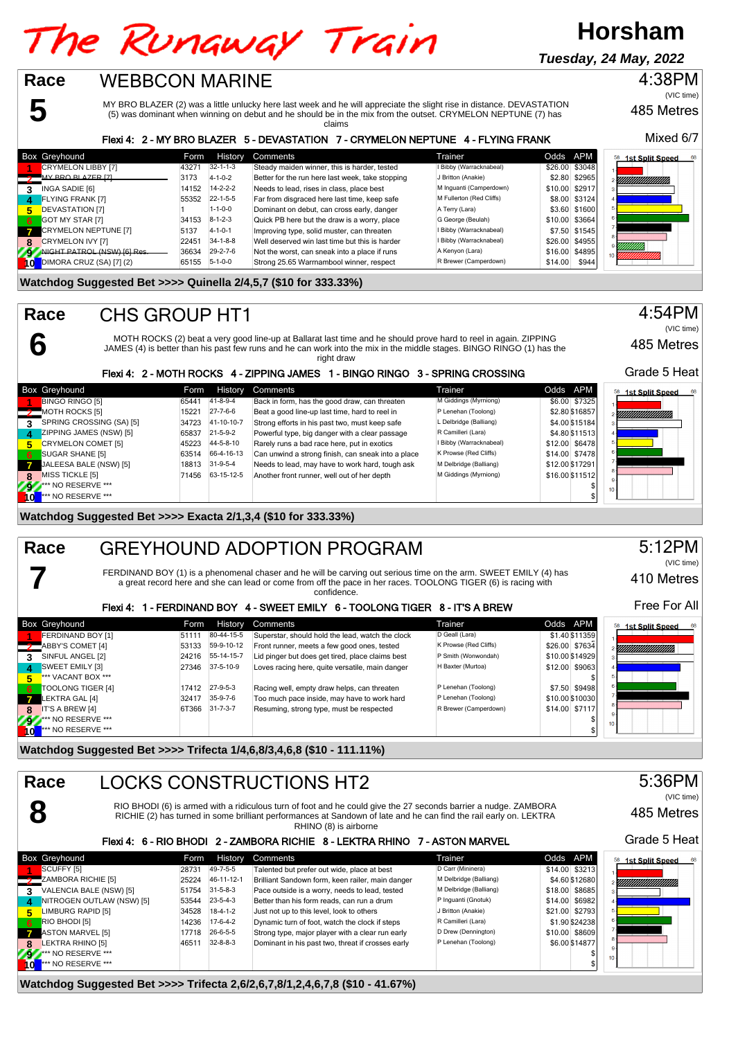# The Runaway Train

# Horsham

**Tuesday, 24 May, 2022**

## Race 5 — WEBBCON MARINE

4:38PM (VIC time) — 485 Metres — Mixed 6/7

MY BRO BLAZER (2) was a little unlucky here last week and he will appreciate the slight rise in distance. DEVASTATION (5) was dominant when winning on debut and he should be in the mix from the outset. CRYMELON NEPTUNE (7) has claims

**Flexi 4: 2 - MY BRO BLAZER 5 - DEVASTATION 7 - CRYMELON NEPTUNE 4 - FLYING FRANK**

| Box | Greyhound | Form | History | Comments | Trainer | Odds | APM |
|---|---|---|---|---|---|---|---|
| 1 | CRYMELON LIBBY [7] | 43271 | 32-1-1-3 | Steady maiden winner, this is harder, tested | I Bibby (Warracknabeal) | $26.00 | $3048 |
| 2 | MY BRO BLAZER [7] | 3173 | 4-1-0-2 | Better for the run here last week, take stopping | J Britton (Anakie) | $2.80 | $2965 |
| 3 | INGA SADIE [6] | 14152 | 14-2-2-2 | Needs to lead, rises in class, place best | M Inguanti (Camperdown) | $10.00 | $2917 |
| 4 | FLYING FRANK [7] | 55352 | 22-1-5-5 | Far from disgraced here last time, keep safe | M Fullerton (Red Cliffs) | $8.00 | $3124 |
| 5 | DEVASTATION [7] | 1 | 1-1-0-0 | Dominant on debut, can cross early, danger | A Terry (Lara) | $3.60 | $1600 |
| 6 | GOT MY STAR [7] | 34153 | 8-1-2-3 | Quick PB here but the draw is a worry, place | G George (Beulah) | $10.00 | $3664 |
| 7 | CRYMELON NEPTUNE [7] | 5137 | 4-1-0-1 | Improving type, solid muster, can threaten | I Bibby (Warracknabeal) | $7.50 | $1545 |
| 8 | CRYMELON IVY [7] | 22451 | 34-1-8-8 | Well deserved win last time but this is harder | I Bibby (Warracknabeal) | $26.00 | $4955 |
| 9 | NIGHT PATROL (NSW) [6] Res. | 36634 | 29-2-7-6 | Not the worst, can sneak into a place if runs | A Kenyon (Lara) | $16.00 | $4895 |
| 10 | DIMORA CRUZ (SA) [7] (2) | 65155 | 5-1-0-0 | Strong 25.65 Warrnambool winner, respect | R Brewer (Camperdown) | $14.00 | $944 |

**Watchdog Suggested Bet >>>> Quinella 2/4,5,7 ($10 for 333.33%)**

## Race 6 — CHS GROUP HT1

4:54PM (VIC time) — 485 Metres — Grade 5 Heat

MOTH ROCKS (2) beat a very good line-up at Ballarat last time and he should prove hard to reel in again. ZIPPING JAMES (4) is better than his past few runs and he can work into the mix in the middle stages. BINGO RINGO (1) has the right draw

**Flexi 4: 2 - MOTH ROCKS 4 - ZIPPING JAMES 1 - BINGO RINGO 3 - SPRING CROSSING**

| Box | Greyhound | Form | History | Comments | Trainer | Odds | APM |
|---|---|---|---|---|---|---|---|
| 1 | BINGO RINGO [5] | 65441 | 41-8-9-4 | Back in form, has the good draw, can threaten | M Giddings (Myrniong) | $6.00 | $7325 |
| 2 | MOTH ROCKS [5] | 15221 | 27-7-6-6 | Beat a good line-up last time, hard to reel in | P Lenehan (Toolong) | $2.80 | $16857 |
| 3 | SPRING CROSSING (SA) [5] | 34723 | 41-10-10-7 | Strong efforts in his past two, must keep safe | L Delbridge (Balliang) | $4.00 | $15184 |
| 4 | ZIPPING JAMES (NSW) [5] | 65837 | 21-5-9-2 | Powerful type, big danger with a clear passage | R Camilleri (Lara) | $4.80 | $11513 |
| 5 | CRYMELON COMET [5] | 45223 | 44-5-8-10 | Rarely runs a bad race here, put in exotics | I Bibby (Warracknabeal) | $12.00 | $6478 |
| 6 | SUGAR SHANE [5] | 63514 | 66-4-16-13 | Can unwind a strong finish, can sneak into a place | K Prowse (Red Cliffs) | $14.00 | $7478 |
| 7 | JALEESA BALE (NSW) [5] | 18813 | 31-9-5-4 | Needs to lead, may have to work hard, tough ask | M Delbridge (Balliang) | $12.00 | $17291 |
| 8 | MISS TICKLE [5] | 71456 | 63-15-12-5 | Another front runner, well out of her depth | M Giddings (Myrniong) | $16.00 | $11512 |
| 9 | *** NO RESERVE *** | | | | | | $ |
| 10 | *** NO RESERVE *** | | | | | | $ |

**Watchdog Suggested Bet >>>> Exacta 2/1,3,4 ($10 for 333.33%)**

## Race 7 — GREYHOUND ADOPTION PROGRAM

5:12PM (VIC time) — 410 Metres — Free For All

FERDINAND BOY (1) is a phenomenal chaser and he will be carving out serious time on the arm. SWEET EMILY (4) has a great record here and she can lead or come from off the pace in her races. TOOLONG TIGER (6) is racing with confidence.

**Flexi 4: 1 - FERDINAND BOY 4 - SWEET EMILY 6 - TOOLONG TIGER 8 - IT'S A BREW**

| Box | Greyhound | Form | History | Comments | Trainer | Odds | APM |
|---|---|---|---|---|---|---|---|
| 1 | FERDINAND BOY [1] | 51111 | 80-44-15-5 | Superstar, should hold the lead, watch the clock | D Geall (Lara) | $1.40 | $11359 |
| 2 | ABBY'S COMET [4] | 53133 | 59-9-10-12 | Front runner, meets a few good ones, tested | K Prowse (Red Cliffs) | $26.00 | $7634 |
| 3 | SINFUL ANGEL [2] | 24216 | 55-14-15-7 | Lid pinger but does get tired, place claims best | P Smith (Wonwondah) | $10.00 | $14929 |
| 4 | SWEET EMILY [3] | 27346 | 37-5-10-9 | Loves racing here, quite versatile, main danger | H Baxter (Murtoa) | $12.00 | $9063 |
| 5 | *** VACANT BOX *** | | | | | | $ |
| 6 | TOOLONG TIGER [4] | 17412 | 27-9-5-3 | Racing well, empty draw helps, can threaten | P Lenehan (Toolong) | $7.50 | $9498 |
| 7 | LEKTRA GAL [4] | 32417 | 35-9-7-6 | Too much pace inside, may have to work hard | P Lenehan (Toolong) | $10.00 | $10030 |
| 8 | IT'S A BREW [4] | 6T366 | 31-7-3-7 | Resuming, strong type, must be respected | R Brewer (Camperdown) | $14.00 | $7117 |
| 9 | *** NO RESERVE *** | | | | | | $ |
| 10 | *** NO RESERVE *** | | | | | | $ |

**Watchdog Suggested Bet >>>> Trifecta 1/4,6,8/3,4,6,8 ($10 - 111.11%)**

## Race 8 — LOCKS CONSTRUCTIONS HT2

5:36PM (VIC time) — 485 Metres — Grade 5 Heat

RIO BHODI (6) is armed with a ridiculous turn of foot and he could give the 27 seconds barrier a nudge. ZAMBORA RICHIE (2) has turned in some brilliant performances at Sandown of late and he can find the rail early on. LEKTRA RHINO (8) is airborne

**Flexi 4: 6 - RIO BHODI 2 - ZAMBORA RICHIE 8 - LEKTRA RHINO 7 - ASTON MARVEL**

| Box | Greyhound | Form | History | Comments | Trainer | Odds | APM |
|---|---|---|---|---|---|---|---|
| 1 | SCUFFY [5] | 28731 | 49-7-5-5 | Talented but prefer out wide, place at best | D Carr (Mininera) | $14.00 | $3213 |
| 2 | ZAMBORA RICHIE [5] | 25224 | 46-11-12-1 | Brilliant Sandown form, keen railer, main danger | M Delbridge (Balliang) | $4.60 | $12680 |
| 3 | VALENCIA BALE (NSW) [5] | 51754 | 31-5-8-3 | Pace outside is a worry, needs to lead, tested | M Delbridge (Balliang) | $18.00 | $8685 |
| 4 | NITROGEN OUTLAW (NSW) [5] | 53544 | 23-5-4-3 | Better than his form reads, can run a drum | P Inguanti (Gnotuk) | $14.00 | $6982 |
| 5 | LIMBURG RAPID [5] | 34528 | 18-4-1-2 | Just not up to this level, look to others | J Britton (Anakie) | $21.00 | $2793 |
| 6 | RIO BHODI [5] | 14236 | 17-6-4-2 | Dynamic turn of foot, watch the clock if steps | R Camilleri (Lara) | $1.90 | $24238 |
| 7 | ASTON MARVEL [5] | 17718 | 26-6-5-5 | Strong type, major player with a clear run early | D Drew (Dennington) | $10.00 | $8609 |
| 8 | LEKTRA RHINO [5] | 46511 | 32-8-8-3 | Dominant in his past two, threat if crosses early | P Lenehan (Toolong) | $6.00 | $14877 |
| 9 | *** NO RESERVE *** | | | | | | $ |
| 10 | *** NO RESERVE *** | | | | | | $ |

**Watchdog Suggested Bet >>>> Trifecta 2,6/2,6,7,8/1,2,4,6,7,8 ($10 - 41.67%)**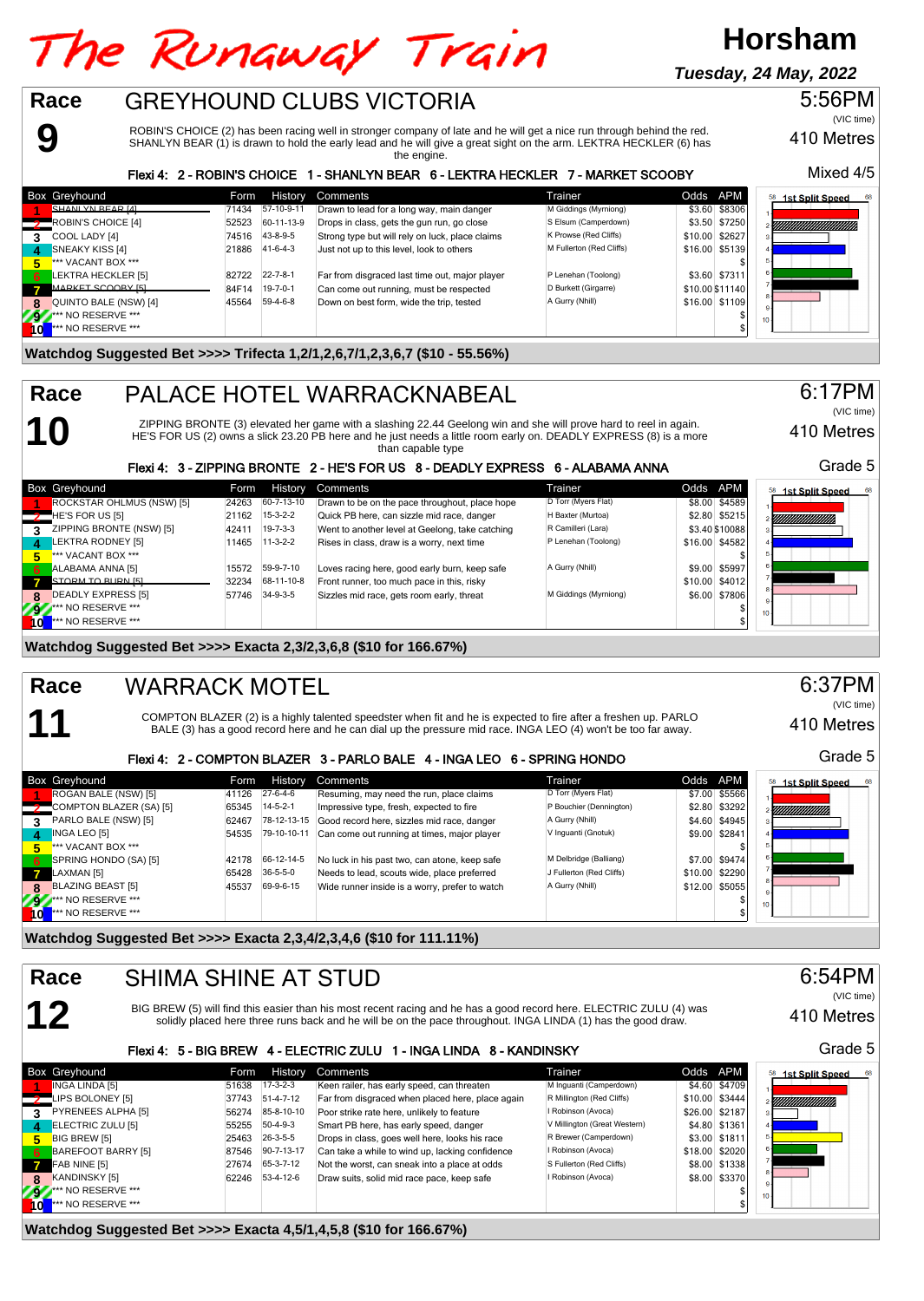# The Runaway Train

**Horsham**

*Tuesday, 24 May, 2022*

## Race 9 — GREYHOUND CLUBS VICTORIA

5:56PM (VIC time) — 410 Metres — Mixed 4/5

ROBIN'S CHOICE (2) has been racing well in stronger company of late and he will get a nice run through behind the red. SHANLYN BEAR (1) is drawn to hold the early lead and he will give a great sight on the arm. LEKTRA HECKLER (6) has the engine.

**Flexi 4: 2 - ROBIN'S CHOICE 1 - SHANLYN BEAR 6 - LEKTRA HECKLER 7 - MARKET SCOOBY**

| Box | Greyhound | Form | History | Comments | Trainer | Odds | APM |
|---|---|---|---|---|---|---|---|
| 1 | SHANLYN BEAR [4] | 71434 | 57-10-9-11 | Drawn to lead for a long way, main danger | M Giddings (Myrniong) | $3.60 | $8306 |
| 2 | ROBIN'S CHOICE [4] | 52523 | 60-11-13-9 | Drops in class, gets the gun run, go close | S Elsum (Camperdown) | $3.50 | $7250 |
| 3 | COOL LADY [4] | 74516 | 43-8-9-5 | Strong type but will rely on luck, place claims | K Prowse (Red Cliffs) | $10.00 | $2627 |
| 4 | SNEAKY KISS [4] | 21886 | 41-6-4-3 | Just not up to this level, look to others | M Fullerton (Red Cliffs) | $16.00 | $5139 |
| 5 | *** VACANT BOX *** | | | | | | $ |
| 6 | LEKTRA HECKLER [5] | 82722 | 22-7-8-1 | Far from disgraced last time out, major player | P Lenehan (Toolong) | $3.60 | $7311 |
| 7 | MARKET SCOOBY [5] | 84F14 | 19-7-0-1 | Can come out running, must be respected | D Burkett (Girgarre) | $10.00 | $11140 |
| 8 | QUINTO BALE (NSW) [4] | 45564 | 59-4-6-8 | Down on best form, wide the trip, tested | A Gurry (Nhill) | $16.00 | $1109 |
| 9 | *** NO RESERVE *** | | | | | | $ |
| 10 | *** NO RESERVE *** | | | | | | $ |

**Watchdog Suggested Bet >>>> Trifecta 1,2/1,2,6,7/1,2,3,6,7 ($10 - 55.56%)**

## Race 10 — PALACE HOTEL WARRACKNABEAL

6:17PM (VIC time) — 410 Metres — Grade 5

ZIPPING BRONTE (3) elevated her game with a slashing 22.44 Geelong win and she will prove hard to reel in again. HE'S FOR US (2) owns a slick 23.20 PB here and he just needs a little room early on. DEADLY EXPRESS (8) is a more than capable type

**Flexi 4: 3 - ZIPPING BRONTE 2 - HE'S FOR US 8 - DEADLY EXPRESS 6 - ALABAMA ANNA**

| Box | Greyhound | Form | History | Comments | Trainer | Odds | APM |
|---|---|---|---|---|---|---|---|
| 1 | ROCKSTAR OHLMUS (NSW) [5] | 24263 | 60-7-13-10 | Drawn to be on the pace throughout, place hope | D Torr (Myers Flat) | $8.00 | $4589 |
| 2 | HE'S FOR US [5] | 21162 | 15-3-2-2 | Quick PB here, can sizzle mid race, danger | H Baxter (Murtoa) | $2.80 | $5215 |
| 3 | ZIPPING BRONTE (NSW) [5] | 42411 | 19-7-3-3 | Went to another level at Geelong, take catching | R Camilleri (Lara) | $3.40 | $10088 |
| 4 | LEKTRA RODNEY [5] | 11465 | 11-3-2-2 | Rises in class, draw is a worry, next time | P Lenehan (Toolong) | $16.00 | $4582 |
| 5 | *** VACANT BOX *** | | | | | | $ |
| 6 | ALABAMA ANNA [5] | 15572 | 59-9-7-10 | Loves racing here, good early burn, keep safe | A Gurry (Nhill) | $9.00 | $5997 |
| 7 | STORM TO BURN [5] | 32234 | 68-11-10-8 | Front runner, too much pace in this, risky | | $10.00 | $4012 |
| 8 | DEADLY EXPRESS [5] | 57746 | 34-9-3-5 | Sizzles mid race, gets room early, threat | M Giddings (Myrniong) | $6.00 | $7806 |
| 9 | *** NO RESERVE *** | | | | | | $ |
| 10 | *** NO RESERVE *** | | | | | | $ |

**Watchdog Suggested Bet >>>> Exacta 2,3/2,3,6,8 ($10 for 166.67%)**

## Race 11 — WARRACK MOTEL

6:37PM (VIC time) — 410 Metres — Grade 5

COMPTON BLAZER (2) is a highly talented speedster when fit and he is expected to fire after a freshen up. PARLO BALE (3) has a good record here and he can dial up the pressure mid race. INGA LEO (4) won't be too far away.

**Flexi 4: 2 - COMPTON BLAZER 3 - PARLO BALE 4 - INGA LEO 6 - SPRING HONDO**

| Box | Greyhound | Form | History | Comments | Trainer | Odds | APM |
|---|---|---|---|---|---|---|---|
| 1 | ROGAN BALE (NSW) [5] | 41126 | 27-6-4-6 | Resuming, may need the run, place claims | D Torr (Myers Flat) | $7.00 | $5566 |
| 2 | COMPTON BLAZER (SA) [5] | 65345 | 14-5-2-1 | Impressive type, fresh, expected to fire | P Bouchier (Dennington) | $2.80 | $3292 |
| 3 | PARLO BALE (NSW) [5] | 62467 | 78-12-13-15 | Good record here, sizzles mid race, danger | A Gurry (Nhill) | $4.60 | $4945 |
| 4 | INGA LEO [5] | 54535 | 79-10-10-11 | Can come out running at times, major player | V Inguanti (Gnotuk) | $9.00 | $2841 |
| 5 | *** VACANT BOX *** | | | | | | $ |
| 6 | SPRING HONDO (SA) [5] | 42178 | 66-12-14-5 | No luck in his past two, can atone, keep safe | M Delbridge (Balliang) | $7.00 | $9474 |
| 7 | LAXMAN [5] | 65428 | 36-5-5-0 | Needs to lead, scouts wide, place preferred | J Fullerton (Red Cliffs) | $10.00 | $2290 |
| 8 | BLAZING BEAST [5] | 45537 | 69-9-6-15 | Wide runner inside is a worry, prefer to watch | A Gurry (Nhill) | $12.00 | $5055 |
| 9 | *** NO RESERVE *** | | | | | | $ |
| 10 | *** NO RESERVE *** | | | | | | $ |

**Watchdog Suggested Bet >>>> Exacta 2,3,4/2,3,4,6 ($10 for 111.11%)**

## Race 12 — SHIMA SHINE AT STUD

6:54PM (VIC time) — 410 Metres — Grade 5

BIG BREW (5) will find this easier than his most recent racing and he has a good record here. ELECTRIC ZULU (4) was solidly placed here three runs back and he will be on the pace throughout. INGA LINDA (1) has the good draw.

**Flexi 4: 5 - BIG BREW 4 - ELECTRIC ZULU 1 - INGA LINDA 8 - KANDINSKY**

| Box | Greyhound | Form | History | Comments | Trainer | Odds | APM |
|---|---|---|---|---|---|---|---|
| 1 | INGA LINDA [5] | 51638 | 17-3-2-3 | Keen railer, has early speed, can threaten | M Inguanti (Camperdown) | $4.60 | $4709 |
| 2 | LIPS BOLONEY [5] | 37743 | 51-4-7-12 | Far from disgraced when placed here, place again | R Millington (Red Cliffs) | $10.00 | $3444 |
| 3 | PYRENEES ALPHA [5] | 56274 | 85-8-10-10 | Poor strike rate here, unlikely to feature | I Robinson (Avoca) | $26.00 | $2187 |
| 4 | ELECTRIC ZULU [5] | 55255 | 50-4-9-3 | Smart PB here, has early speed, danger | V Millington (Great Western) | $4.80 | $1361 |
| 5 | BIG BREW [5] | 25463 | 26-3-5-5 | Drops in class, goes well here, looks his race | R Brewer (Camperdown) | $3.00 | $1811 |
| 6 | BAREFOOT BARRY [5] | 87546 | 90-7-13-17 | Can take a while to wind up, lacking confidence | I Robinson (Avoca) | $18.00 | $2020 |
| 7 | FAB NINE [5] | 27674 | 65-3-7-12 | Not the worst, can sneak into a place at odds | S Fullerton (Red Cliffs) | $8.00 | $1338 |
| 8 | KANDINSKY [5] | 62246 | 53-4-12-6 | Draw suits, solid mid race pace, keep safe | I Robinson (Avoca) | $8.00 | $3370 |
| 9 | *** NO RESERVE *** | | | | | | $ |
| 10 | *** NO RESERVE *** | | | | | | $ |

**Watchdog Suggested Bet >>>> Exacta 4,5/1,4,5,8 ($10 for 166.67%)**